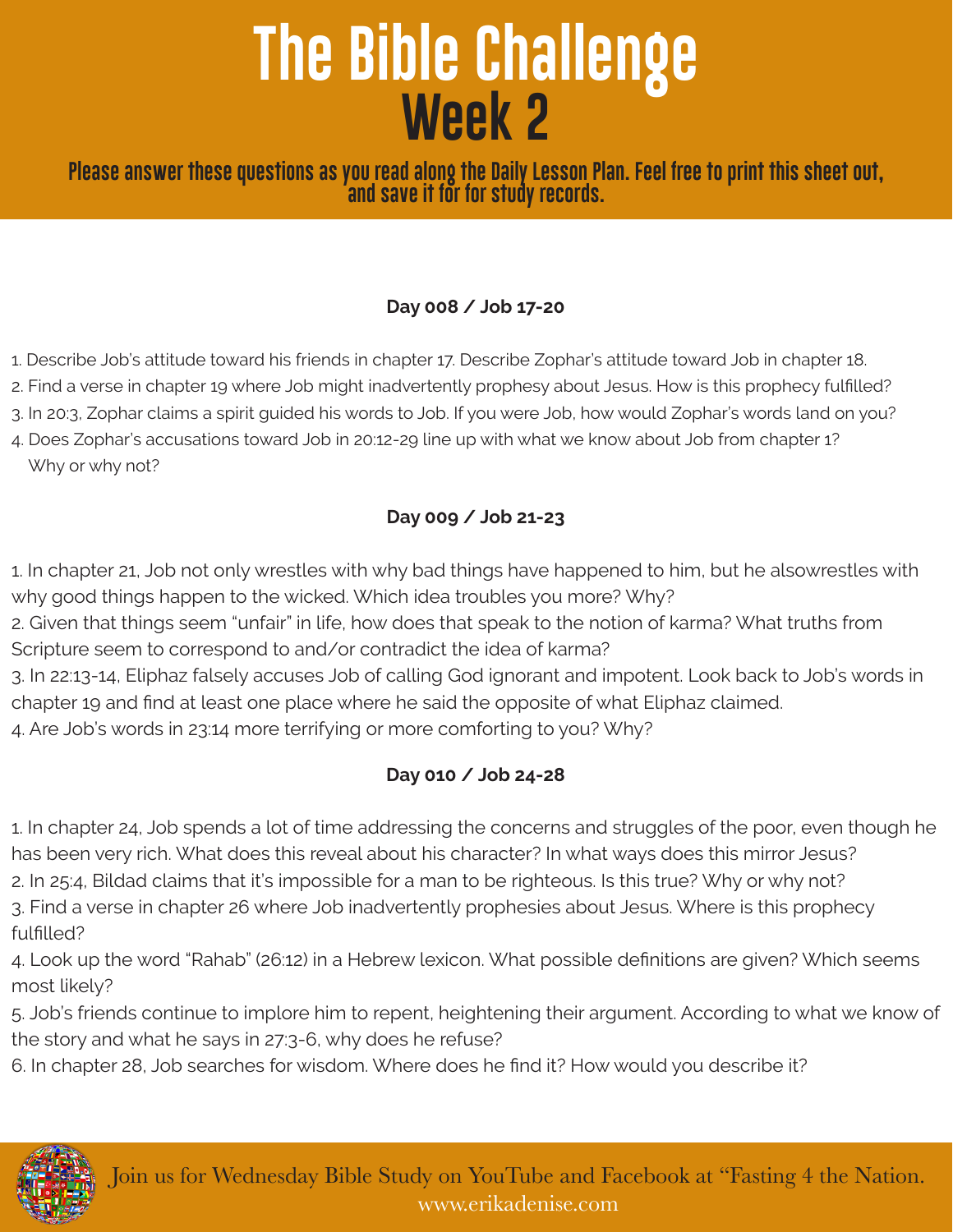# The Bible Challenge

## Week 2

**Please answer these questions as you read along the Daily Lesson Plan. Feel free to print this sheet out, and save it for for study records.**

### Day 008 / Job 17-20

1. Describe Job's attitude toward his friends in chapter 17. Describe Zophar's attitude toward Job in chapter 18.
2. Find a verse in chapter 19 where Job might inadvertently prophesy about Jesus. How is this prophecy fulfilled?
3. In 20:3, Zophar claims a spirit guided his words to Job. If you were Job, how would Zophar's words land on you?
4. Does Zophar's accusations toward Job in 20:12-29 line up with what we know about Job from chapter 1? Why or why not?

### Day 009 / Job 21-23

1. In chapter 21, Job not only wrestles with why bad things have happened to him, but he alsowrestles with why good things happen to the wicked. Which idea troubles you more? Why?
2. Given that things seem "unfair" in life, how does that speak to the notion of karma? What truths from Scripture seem to correspond to and/or contradict the idea of karma?
3. In 22:13-14, Eliphaz falsely accuses Job of calling God ignorant and impotent. Look back to Job's words in chapter 19 and find at least one place where he said the opposite of what Eliphaz claimed.
4. Are Job's words in 23:14 more terrifying or more comforting to you? Why?

### Day 010 / Job 24-28

1. In chapter 24, Job spends a lot of time addressing the concerns and struggles of the poor, even though he has been very rich. What does this reveal about his character? In what ways does this mirror Jesus?
2. In 25:4, Bildad claims that it's impossible for a man to be righteous. Is this true? Why or why not?
3. Find a verse in chapter 26 where Job inadvertently prophesies about Jesus. Where is this prophecy fulfilled?
4. Look up the word "Rahab" (26:12) in a Hebrew lexicon. What possible definitions are given? Which seems most likely?
5. Job's friends continue to implore him to repent, heightening their argument. According to what we know of the story and what he says in 27:3-6, why does he refuse?
6. In chapter 28, Job searches for wisdom. Where does he find it? How would you describe it?

Join us for Wednesday Bible Study on YouTube and Facebook at "Fasting 4 the Nation.
www.erikadenise.com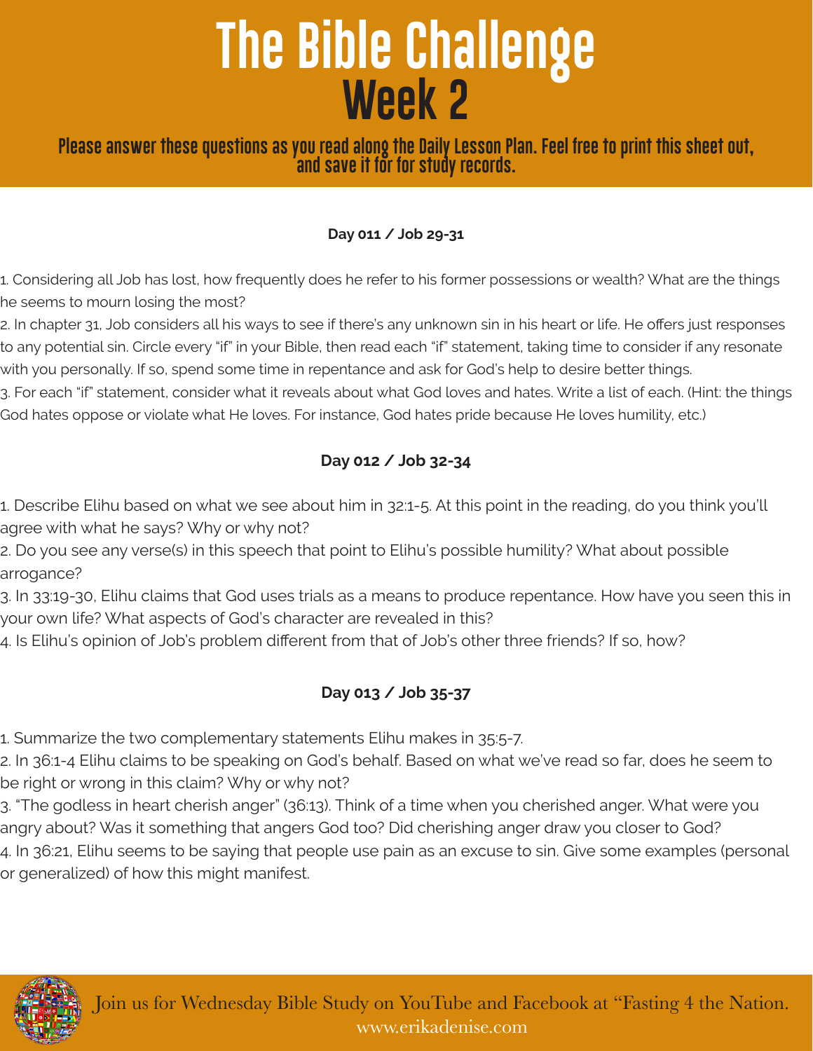# The Bible Challenge

## Week 2

**Please answer these questions as you read along the Daily Lesson Plan. Feel free to print this sheet out, and save it for for study records.**

**Day 011 / Job 29-31**

1. Considering all Job has lost, how frequently does he refer to his former possessions or wealth? What are the things he seems to mourn losing the most?
2. In chapter 31, Job considers all his ways to see if there's any unknown sin in his heart or life. He offers just responses to any potential sin. Circle every "if" in your Bible, then read each "if" statement, taking time to consider if any resonate with you personally. If so, spend some time in repentance and ask for God's help to desire better things.
3. For each "if" statement, consider what it reveals about what God loves and hates. Write a list of each. (Hint: the things God hates oppose or violate what He loves. For instance, God hates pride because He loves humility, etc.)

**Day 012 / Job 32-34**

1. Describe Elihu based on what we see about him in 32:1-5. At this point in the reading, do you think you'll agree with what he says? Why or why not?
2. Do you see any verse(s) in this speech that point to Elihu's possible humility? What about possible arrogance?
3. In 33:19-30, Elihu claims that God uses trials as a means to produce repentance. How have you seen this in your own life? What aspects of God's character are revealed in this?
4. Is Elihu's opinion of Job's problem different from that of Job's other three friends? If so, how?

**Day 013 / Job 35-37**

1. Summarize the two complementary statements Elihu makes in 35:5-7.
2. In 36:1-4 Elihu claims to be speaking on God's behalf. Based on what we've read so far, does he seem to be right or wrong in this claim? Why or why not?
3. "The godless in heart cherish anger" (36:13). Think of a time when you cherished anger. What were you angry about? Was it something that angers God too? Did cherishing anger draw you closer to God?
4. In 36:21, Elihu seems to be saying that people use pain as an excuse to sin. Give some examples (personal or generalized) of how this might manifest.

Join us for Wednesday Bible Study on YouTube and Facebook at "Fasting 4 the Nation.
www.erikadenise.com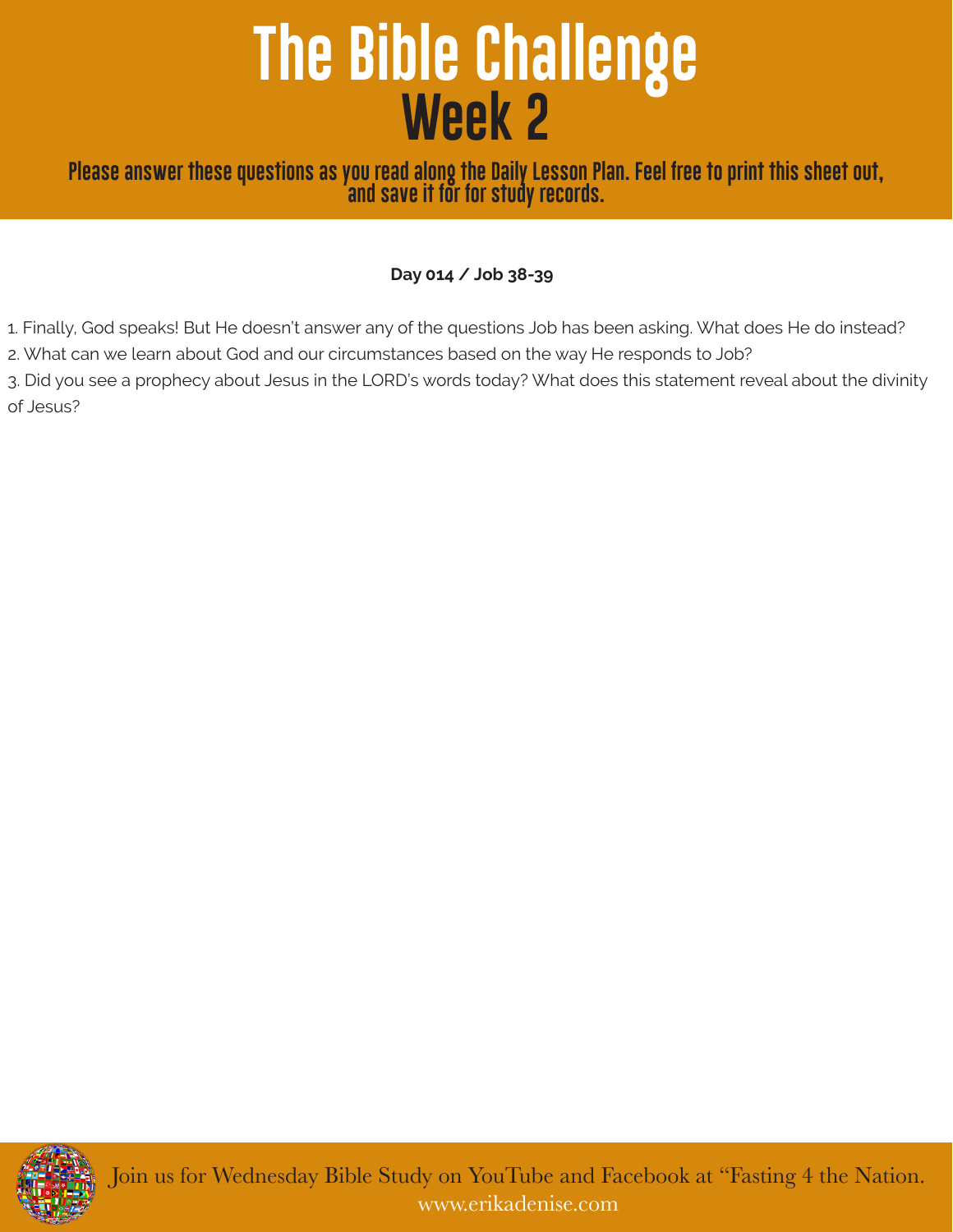# The Bible Challenge

## Week 2

**Please answer these questions as you read along the Daily Lesson Plan. Feel free to print this sheet out, and save it for for study records.**

**Day 014 / Job 38-39**

1. Finally, God speaks! But He doesn't answer any of the questions Job has been asking. What does He do instead?
2. What can we learn about God and our circumstances based on the way He responds to Job?
3. Did you see a prophecy about Jesus in the LORD's words today? What does this statement reveal about the divinity of Jesus?

Join us for Wednesday Bible Study on YouTube and Facebook at "Fasting 4 the Nation.
www.erikadenise.com